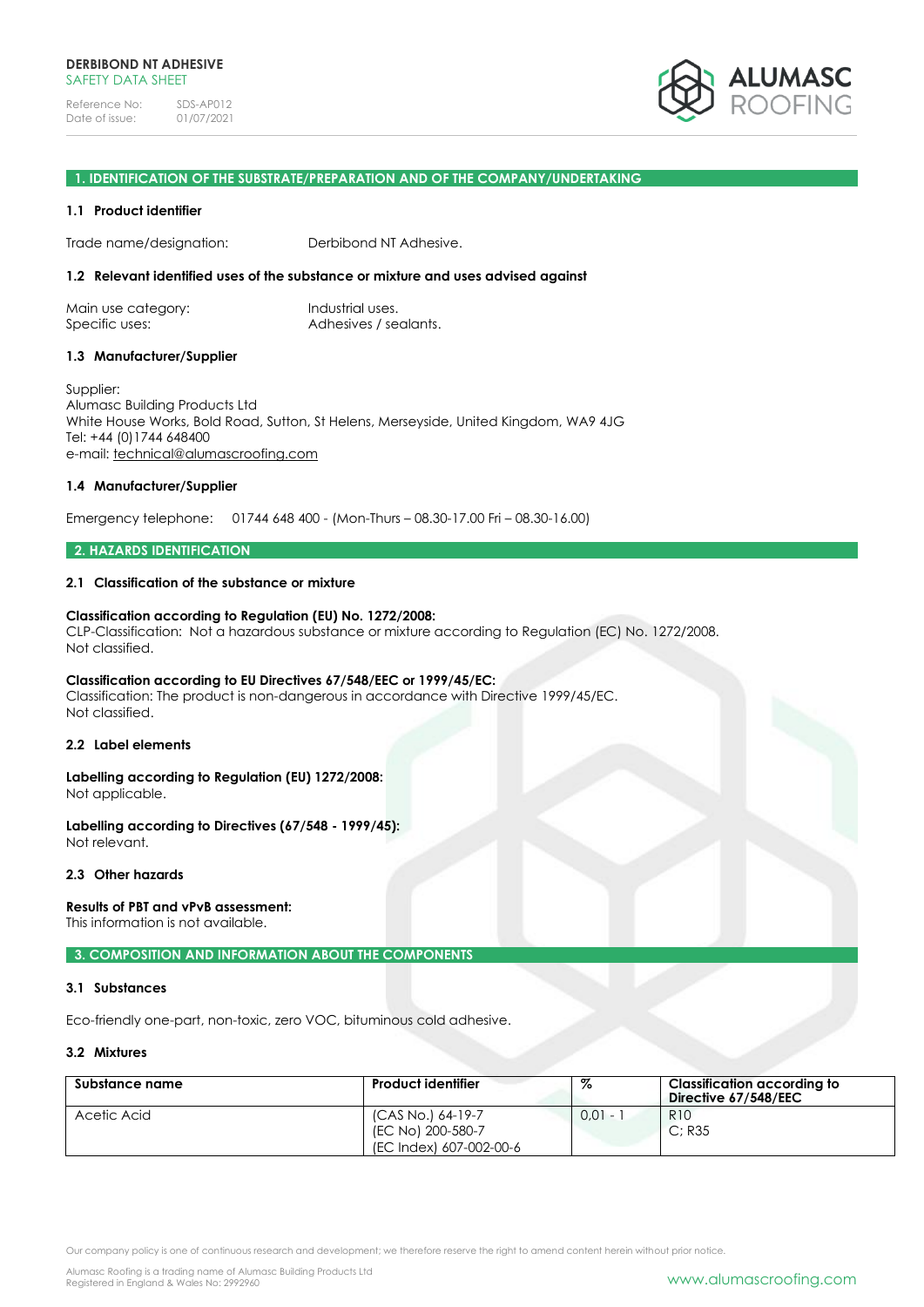**DERBIBOND NT ADHESIVE**
SAFETY DATA SHEET

Reference No: SDS-AP012
Date of issue: 01/07/2021

## 1. IDENTIFICATION OF THE SUBSTRATE/PREPARATION AND OF THE COMPANY/UNDERTAKING

### 1.1 Product identifier

Trade name/designation: Derbibond NT Adhesive.

### 1.2 Relevant identified uses of the substance or mixture and uses advised against

Main use category: Industrial uses.
Specific uses: Adhesives / sealants.

### 1.3 Manufacturer/Supplier

Supplier:
Alumasc Building Products Ltd
White House Works, Bold Road, Sutton, St Helens, Merseyside, United Kingdom, WA9 4JG
Tel: +44 (0)1744 648400
e-mail: technical@alumascroofing.com

### 1.4 Manufacturer/Supplier

Emergency telephone: 01744 648 400 - (Mon-Thurs – 08.30-17.00 Fri – 08.30-16.00)

## 2. HAZARDS IDENTIFICATION

### 2.1 Classification of the substance or mixture

**Classification according to Regulation (EU) No. 1272/2008:**
CLP-Classification: Not a hazardous substance or mixture according to Regulation (EC) No. 1272/2008.
Not classified.

**Classification according to EU Directives 67/548/EEC or 1999/45/EC:**
Classification: The product is non-dangerous in accordance with Directive 1999/45/EC.
Not classified.

### 2.2 Label elements

**Labelling according to Regulation (EU) 1272/2008:**
Not applicable.

**Labelling according to Directives (67/548 - 1999/45):**
Not relevant.

### 2.3 Other hazards

**Results of PBT and vPvB assessment:**
This information is not available.

## 3. COMPOSITION AND INFORMATION ABOUT THE COMPONENTS

### 3.1 Substances

Eco-friendly one-part, non-toxic, zero VOC, bituminous cold adhesive.

### 3.2 Mixtures

| Substance name | Product identifier | % | Classification according to Directive 67/548/EEC |
|---|---|---|---|
| Acetic Acid | (CAS No.) 64-19-7<br>(EC No) 200-580-7<br>(EC Index) 607-002-00-6 | 0,01 - 1 | R10<br>C; R35 |

Our company policy is one of continuous research and development; we therefore reserve the right to amend content herein without prior notice.

Alumasc Roofing is a trading name of Alumasc Building Products Ltd
Registered in England & Wales No: 2992960

www.alumascroofing.com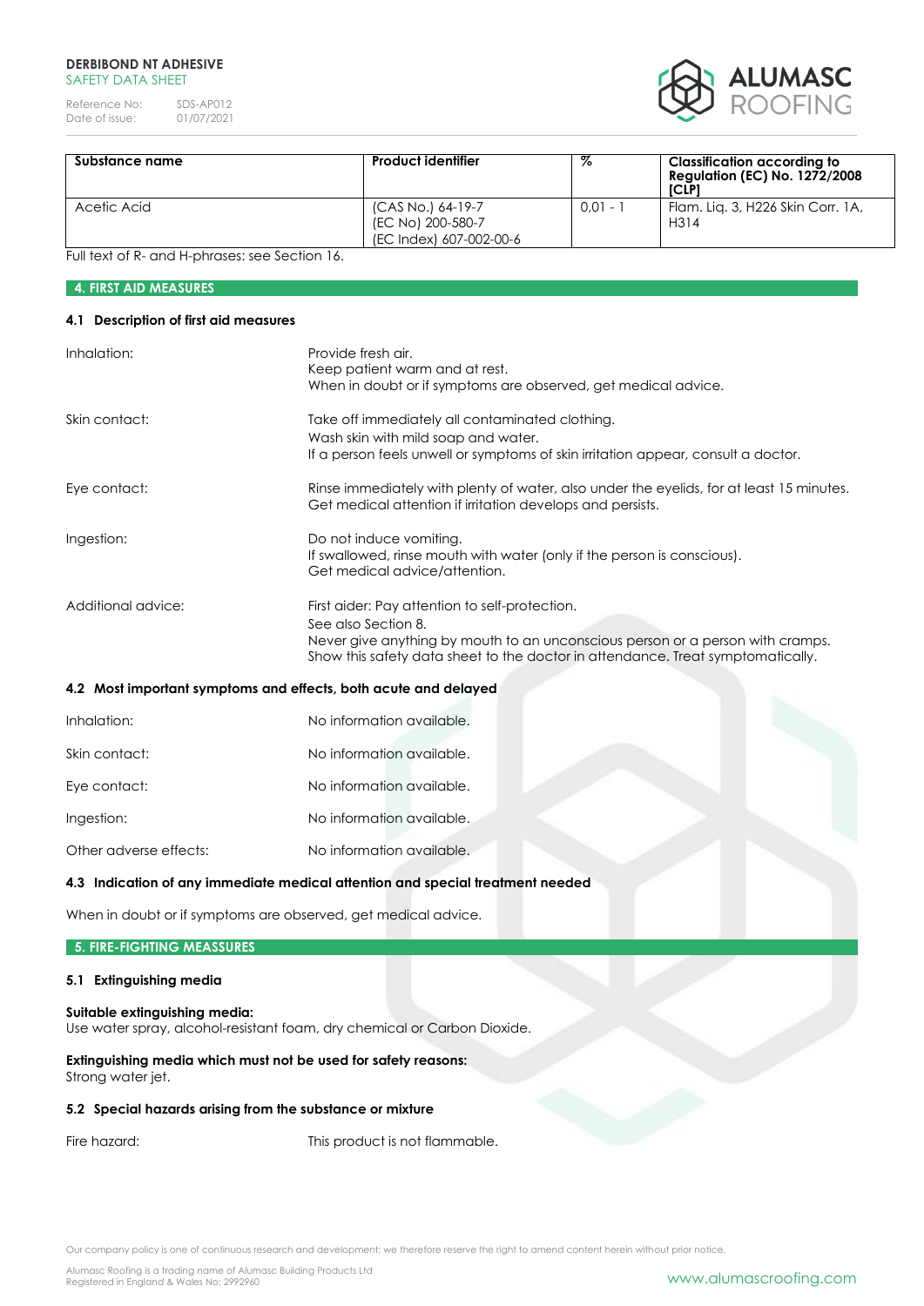| Substance name | Product identifier | % | Classification according to Regulation (EC) No. 1272/2008 [CLP] |
|---|---|---|---|
| Acetic Acid | (CAS No.) 64-19-7<br>(EC No) 200-580-7<br>(EC Index) 607-002-00-6 | 0,01 - 1 | Flam. Liq. 3, H226 Skin Corr. 1A, H314 |

Full text of R- and H-phrases: see Section 16.

## 4. FIRST AID MEASURES

### 4.1 Description of first aid measures

Inhalation: Provide fresh air.
Keep patient warm and at rest.
When in doubt or if symptoms are observed, get medical advice.

Skin contact: Take off immediately all contaminated clothing.
Wash skin with mild soap and water.
If a person feels unwell or symptoms of skin irritation appear, consult a doctor.

Eye contact: Rinse immediately with plenty of water, also under the eyelids, for at least 15 minutes.
Get medical attention if irritation develops and persists.

Ingestion: Do not induce vomiting.
If swallowed, rinse mouth with water (only if the person is conscious).
Get medical advice/attention.

Additional advice: First aider: Pay attention to self-protection.
See also Section 8.
Never give anything by mouth to an unconscious person or a person with cramps.
Show this safety data sheet to the doctor in attendance. Treat symptomatically.

### 4.2 Most important symptoms and effects, both acute and delayed

Inhalation: No information available.

Skin contact: No information available.

Eye contact: No information available.

Ingestion: No information available.

Other adverse effects: No information available.

### 4.3 Indication of any immediate medical attention and special treatment needed

When in doubt or if symptoms are observed, get medical advice.

## 5. FIRE-FIGHTING MEASSURES

### 5.1 Extinguishing media

**Suitable extinguishing media:**
Use water spray, alcohol-resistant foam, dry chemical or Carbon Dioxide.

**Extinguishing media which must not be used for safety reasons:**
Strong water jet.

### 5.2 Special hazards arising from the substance or mixture

Fire hazard: This product is not flammable.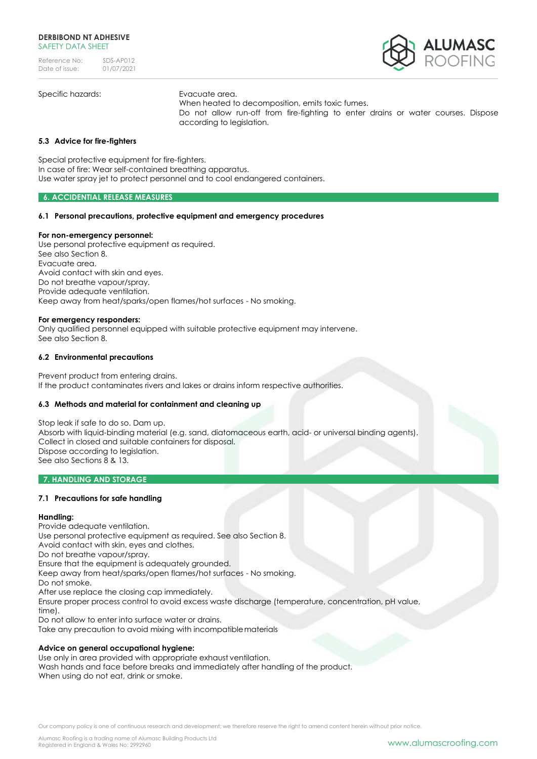| | |
|---|---|
| Specific hazards: | Evacuate area.<br>When heated to decomposition, emits toxic fumes.<br>Do not allow run-off from fire-fighting to enter drains or water courses. Dispose according to legislation. |

### 5.3 Advice for fire-fighters

Special protective equipment for fire-fighters.
In case of fire: Wear self-contained breathing apparatus.
Use water spray jet to protect personnel and to cool endangered containers.

## 6. ACCIDENTIAL RELEASE MEASURES

### 6.1 Personal precautions, protective equipment and emergency procedures

**For non-emergency personnel:**
Use personal protective equipment as required.
See also Section 8.
Evacuate area.
Avoid contact with skin and eyes.
Do not breathe vapour/spray.
Provide adequate ventilation.
Keep away from heat/sparks/open flames/hot surfaces - No smoking.

**For emergency responders:**
Only qualified personnel equipped with suitable protective equipment may intervene.
See also Section 8.

### 6.2 Environmental precautions

Prevent product from entering drains.
If the product contaminates rivers and lakes or drains inform respective authorities.

### 6.3 Methods and material for containment and cleaning up

Stop leak if safe to do so. Dam up.
Absorb with liquid-binding material (e.g. sand, diatomaceous earth, acid- or universal binding agents).
Collect in closed and suitable containers for disposal.
Dispose according to legislation.
See also Sections 8 & 13.

## 7. HANDLING AND STORAGE

### 7.1 Precautions for safe handling

**Handling:**
Provide adequate ventilation.
Use personal protective equipment as required. See also Section 8.
Avoid contact with skin, eyes and clothes.
Do not breathe vapour/spray.
Ensure that the equipment is adequately grounded.
Keep away from heat/sparks/open flames/hot surfaces - No smoking.
Do not smoke.
After use replace the closing cap immediately.
Ensure proper process control to avoid excess waste discharge (temperature, concentration, pH value, time).
Do not allow to enter into surface water or drains.
Take any precaution to avoid mixing with incompatible materials

**Advice on general occupational hygiene:**
Use only in area provided with appropriate exhaust ventilation.
Wash hands and face before breaks and immediately after handling of the product.
When using do not eat, drink or smoke.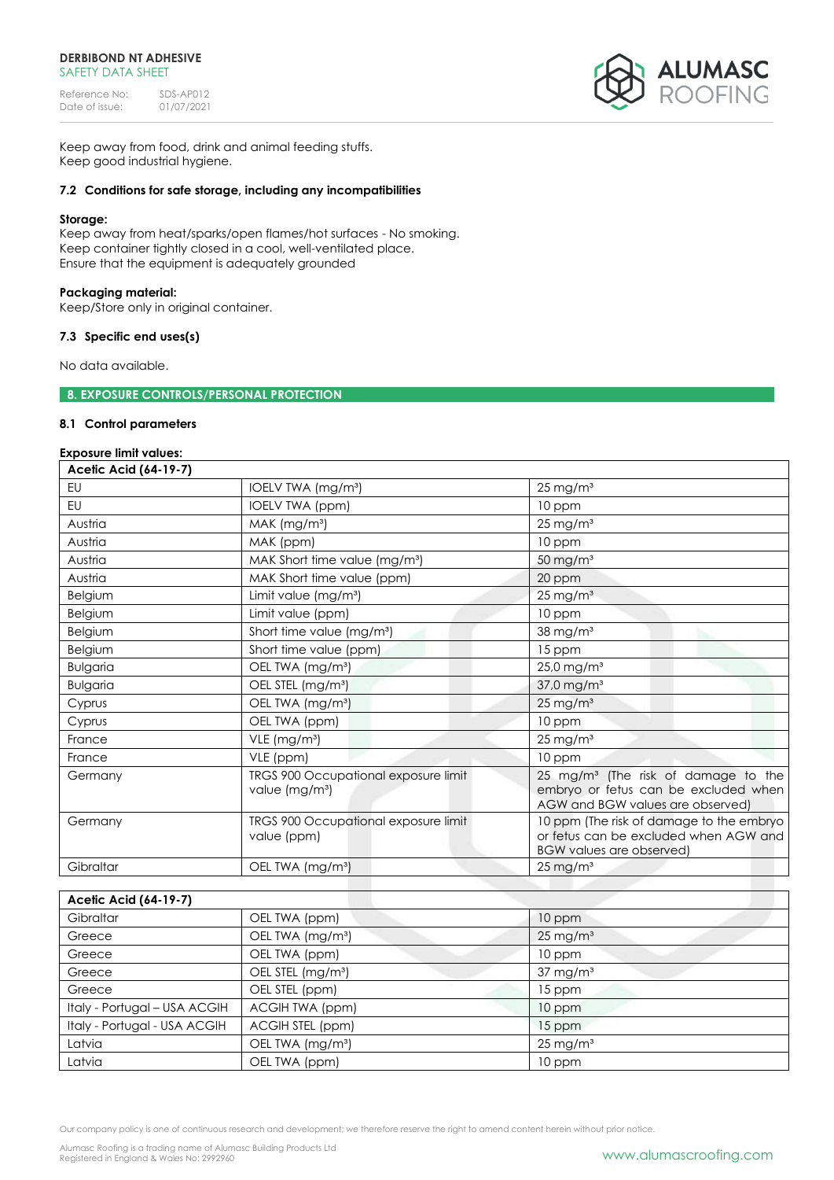Keep away from food, drink and animal feeding stuffs.
Keep good industrial hygiene.

### 7.2 Conditions for safe storage, including any incompatibilities

**Storage:**
Keep away from heat/sparks/open flames/hot surfaces - No smoking.
Keep container tightly closed in a cool, well-ventilated place.
Ensure that the equipment is adequately grounded

**Packaging material:**
Keep/Store only in original container.

### 7.3 Specific end uses(s)

No data available.

## 8. EXPOSURE CONTROLS/PERSONAL PROTECTION

### 8.1 Control parameters

**Exposure limit values:**

| Acetic Acid (64-19-7) | | |
|---|---|---|
| EU | IOELV TWA (mg/m³) | 25 mg/m³ |
| EU | IOELV TWA (ppm) | 10 ppm |
| Austria | MAK (mg/m³) | 25 mg/m³ |
| Austria | MAK (ppm) | 10 ppm |
| Austria | MAK Short time value (mg/m³) | 50 mg/m³ |
| Austria | MAK Short time value (ppm) | 20 ppm |
| Belgium | Limit value (mg/m³) | 25 mg/m³ |
| Belgium | Limit value (ppm) | 10 ppm |
| Belgium | Short time value (mg/m³) | 38 mg/m³ |
| Belgium | Short time value (ppm) | 15 ppm |
| Bulgaria | OEL TWA (mg/m³) | 25,0 mg/m³ |
| Bulgaria | OEL STEL (mg/m³) | 37,0 mg/m³ |
| Cyprus | OEL TWA (mg/m³) | 25 mg/m³ |
| Cyprus | OEL TWA (ppm) | 10 ppm |
| France | VLE (mg/m³) | 25 mg/m³ |
| France | VLE (ppm) | 10 ppm |
| Germany | TRGS 900 Occupational exposure limit value (mg/m³) | 25 mg/m³ (The risk of damage to the embryo or fetus can be excluded when AGW and BGW values are observed) |
| Germany | TRGS 900 Occupational exposure limit value (ppm) | 10 ppm (The risk of damage to the embryo or fetus can be excluded when AGW and BGW values are observed) |
| Gibraltar | OEL TWA (mg/m³) | 25 mg/m³ |
| Gibraltar | OEL TWA (ppm) | 10 ppm |
| Greece | OEL TWA (mg/m³) | 25 mg/m³ |
| Greece | OEL TWA (ppm) | 10 ppm |
| Greece | OEL STEL (mg/m³) | 37 mg/m³ |
| Greece | OEL STEL (ppm) | 15 ppm |
| Italy - Portugal – USA ACGIH | ACGIH TWA (ppm) | 10 ppm |
| Italy - Portugal - USA ACGIH | ACGIH STEL (ppm) | 15 ppm |
| Latvia | OEL TWA (mg/m³) | 25 mg/m³ |
| Latvia | OEL TWA (ppm) | 10 ppm |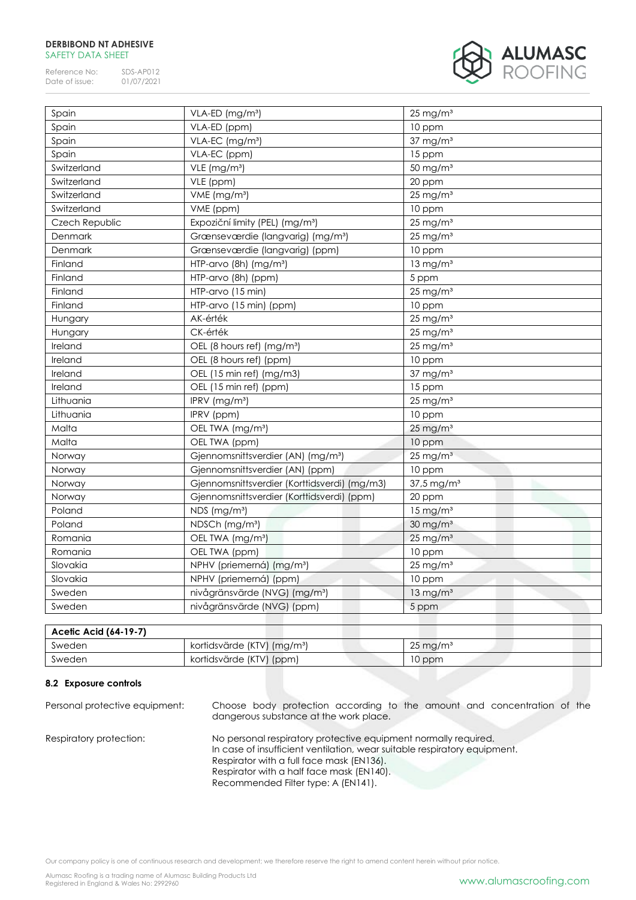| | | |
|---|---|---|
| Spain | VLA-ED (mg/m³) | 25 mg/m³ |
| Spain | VLA-ED (ppm) | 10 ppm |
| Spain | VLA-EC (mg/m³) | 37 mg/m³ |
| Spain | VLA-EC (ppm) | 15 ppm |
| Switzerland | VLE (mg/m³) | 50 mg/m³ |
| Switzerland | VLE (ppm) | 20 ppm |
| Switzerland | VME (mg/m³) | 25 mg/m³ |
| Switzerland | VME (ppm) | 10 ppm |
| Czech Republic | Expoziční limity (PEL) (mg/m³) | 25 mg/m³ |
| Denmark | Grænseværdie (langvarig) (mg/m³) | 25 mg/m³ |
| Denmark | Grænseværdie (langvarig) (ppm) | 10 ppm |
| Finland | HTP-arvo (8h) (mg/m³) | 13 mg/m³ |
| Finland | HTP-arvo (8h) (ppm) | 5 ppm |
| Finland | HTP-arvo (15 min) | 25 mg/m³ |
| Finland | HTP-arvo (15 min) (ppm) | 10 ppm |
| Hungary | AK-érték | 25 mg/m³ |
| Hungary | CK-érték | 25 mg/m³ |
| Ireland | OEL (8 hours ref) (mg/m³) | 25 mg/m³ |
| Ireland | OEL (8 hours ref) (ppm) | 10 ppm |
| Ireland | OEL (15 min ref) (mg/m3) | 37 mg/m³ |
| Ireland | OEL (15 min ref) (ppm) | 15 ppm |
| Lithuania | IPRV (mg/m³) | 25 mg/m³ |
| Lithuania | IPRV (ppm) | 10 ppm |
| Malta | OEL TWA (mg/m³) | 25 mg/m³ |
| Malta | OEL TWA (ppm) | 10 ppm |
| Norway | Gjennomsnittsverdier (AN) (mg/m³) | 25 mg/m³ |
| Norway | Gjennomsnittsverdier (AN) (ppm) | 10 ppm |
| Norway | Gjennomsnittsverdier (Korttidsverdi) (mg/m3) | 37,5 mg/m³ |
| Norway | Gjennomsnittsverdier (Korttidsverdi) (ppm) | 20 ppm |
| Poland | NDS (mg/m³) | 15 mg/m³ |
| Poland | NDSCh (mg/m³) | 30 mg/m³ |
| Romania | OEL TWA (mg/m³) | 25 mg/m³ |
| Romania | OEL TWA (ppm) | 10 ppm |
| Slovakia | NPHV (priemerná) (mg/m³) | 25 mg/m³ |
| Slovakia | NPHV (priemerná) (ppm) | 10 ppm |
| Sweden | nivågränsvärde (NVG) (mg/m³) | 13 mg/m³ |
| Sweden | nivågränsvärde (NVG) (ppm) | 5 ppm |

| **Acetic Acid (64-19-7)** | | |
|---|---|---|
| Sweden | kortidsvärde (KTV) (mg/m³) | 25 mg/m³ |
| Sweden | kortidsvärde (KTV) (ppm) | 10 ppm |

### 8.2 Exposure controls

Personal protective equipment: Choose body protection according to the amount and concentration of the dangerous substance at the work place.

Respiratory protection: No personal respiratory protective equipment normally required.
In case of insufficient ventilation, wear suitable respiratory equipment.
Respirator with a full face mask (EN136).
Respirator with a half face mask (EN140).
Recommended Filter type: A (EN141).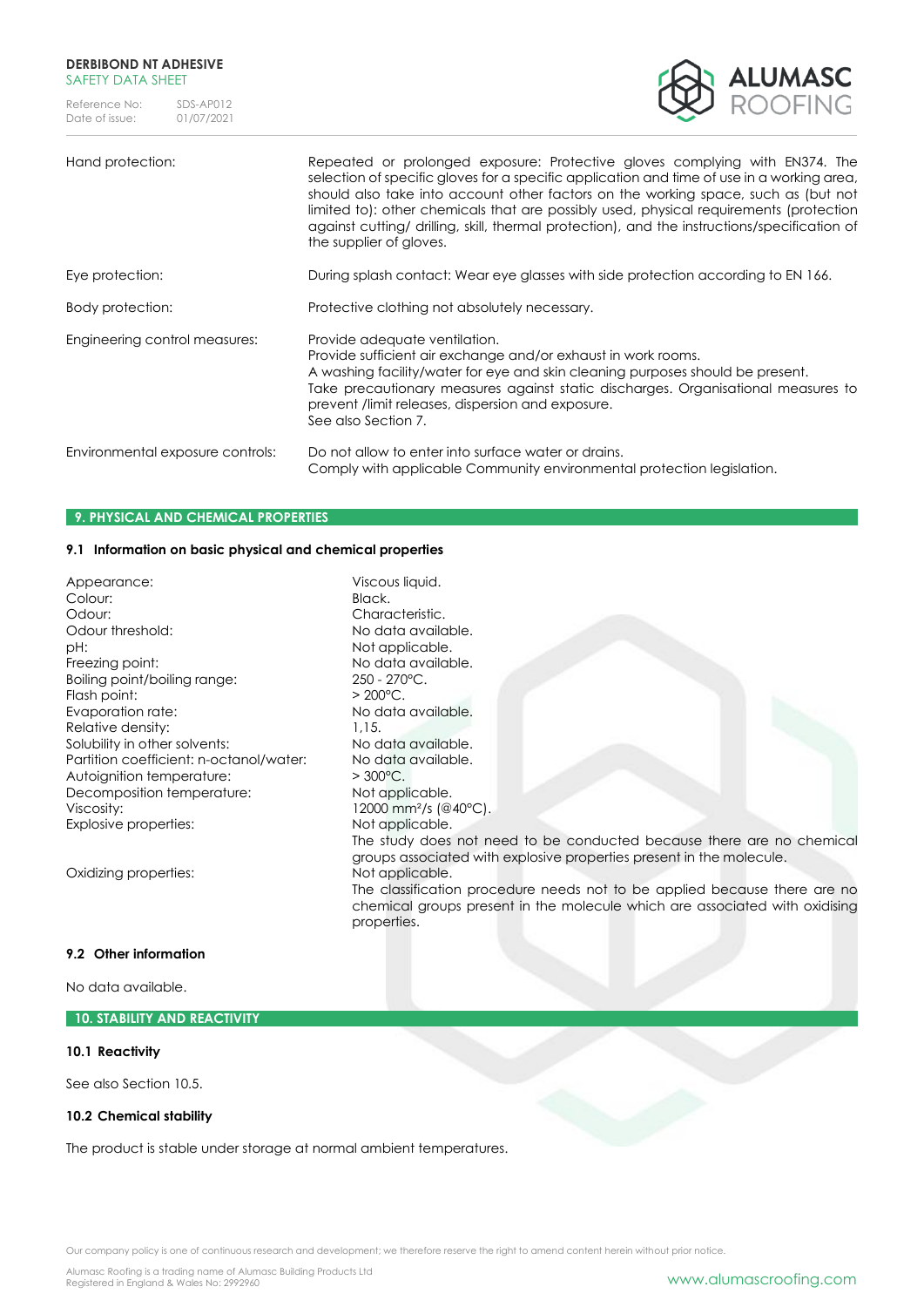| | |
|---|---|
| Hand protection: | Repeated or prolonged exposure: Protective gloves complying with EN374. The selection of specific gloves for a specific application and time of use in a working area, should also take into account other factors on the working space, such as (but not limited to): other chemicals that are possibly used, physical requirements (protection against cutting/ drilling, skill, thermal protection), and the instructions/specification of the supplier of gloves. |
| Eye protection: | During splash contact: Wear eye glasses with side protection according to EN 166. |
| Body protection: | Protective clothing not absolutely necessary. |
| Engineering control measures: | Provide adequate ventilation.<br>Provide sufficient air exchange and/or exhaust in work rooms.<br>A washing facility/water for eye and skin cleaning purposes should be present.<br>Take precautionary measures against static discharges. Organisational measures to prevent /limit releases, dispersion and exposure.<br>See also Section 7. |
| Environmental exposure controls: | Do not allow to enter into surface water or drains.<br>Comply with applicable Community environmental protection legislation. |

## 9. PHYSICAL AND CHEMICAL PROPERTIES

### 9.1 Information on basic physical and chemical properties

| | |
|---|---|
| Appearance: | Viscous liquid. |
| Colour: | Black. |
| Odour: | Characteristic. |
| Odour threshold: | No data available. |
| pH: | Not applicable. |
| Freezing point: | No data available. |
| Boiling point/boiling range: | 250 - 270°C. |
| Flash point: | > 200°C. |
| Evaporation rate: | No data available. |
| Relative density: | 1,15. |
| Solubility in other solvents: | No data available. |
| Partition coefficient: n-octanol/water: | No data available. |
| Autoignition temperature: | > 300°C. |
| Decomposition temperature: | Not applicable. |
| Viscosity: | 12000 mm²/s (@40°C). |
| Explosive properties: | Not applicable.<br>The study does not need to be conducted because there are no chemical groups associated with explosive properties present in the molecule. |
| Oxidizing properties: | Not applicable.<br>The classification procedure needs not to be applied because there are no chemical groups present in the molecule which are associated with oxidising properties. |

### 9.2 Other information

No data available.

## 10. STABILITY AND REACTIVITY

### 10.1 Reactivity

See also Section 10.5.

### 10.2 Chemical stability

The product is stable under storage at normal ambient temperatures.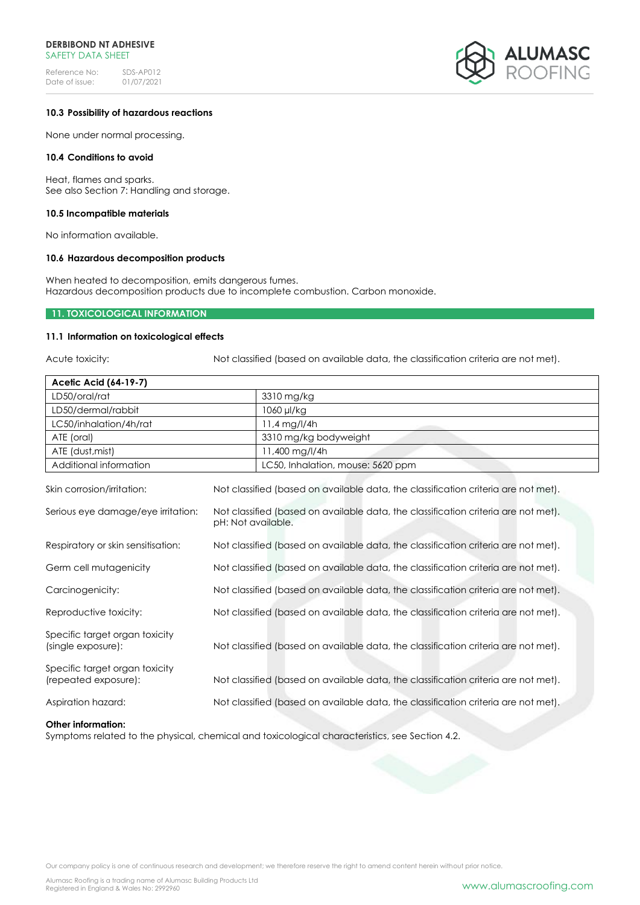### 10.3 Possibility of hazardous reactions

None under normal processing.

### 10.4 Conditions to avoid

Heat, flames and sparks.
See also Section 7: Handling and storage.

### 10.5 Incompatible materials

No information available.

### 10.6 Hazardous decomposition products

When heated to decomposition, emits dangerous fumes.
Hazardous decomposition products due to incomplete combustion. Carbon monoxide.

## 11. TOXICOLOGICAL INFORMATION

### 11.1 Information on toxicological effects

Acute toxicity: Not classified (based on available data, the classification criteria are not met).

| Acetic Acid (64-19-7) | |
|---|---|
| LD50/oral/rat | 3310 mg/kg |
| LD50/dermal/rabbit | 1060 µl/kg |
| LC50/inhalation/4h/rat | 11,4 mg/l/4h |
| ATE (oral) | 3310 mg/kg bodyweight |
| ATE (dust,mist) | 11,400 mg/l/4h |
| Additional information | LC50, Inhalation, mouse: 5620 ppm |

Skin corrosion/irritation: Not classified (based on available data, the classification criteria are not met).

Serious eye damage/eye irritation: Not classified (based on available data, the classification criteria are not met). pH: Not available.

Respiratory or skin sensitisation: Not classified (based on available data, the classification criteria are not met).

Germ cell mutagenicity: Not classified (based on available data, the classification criteria are not met).

Carcinogenicity: Not classified (based on available data, the classification criteria are not met).

Reproductive toxicity: Not classified (based on available data, the classification criteria are not met).

Specific target organ toxicity (single exposure): Not classified (based on available data, the classification criteria are not met).

Specific target organ toxicity (repeated exposure): Not classified (based on available data, the classification criteria are not met).

Aspiration hazard: Not classified (based on available data, the classification criteria are not met).

**Other information:**
Symptoms related to the physical, chemical and toxicological characteristics, see Section 4.2.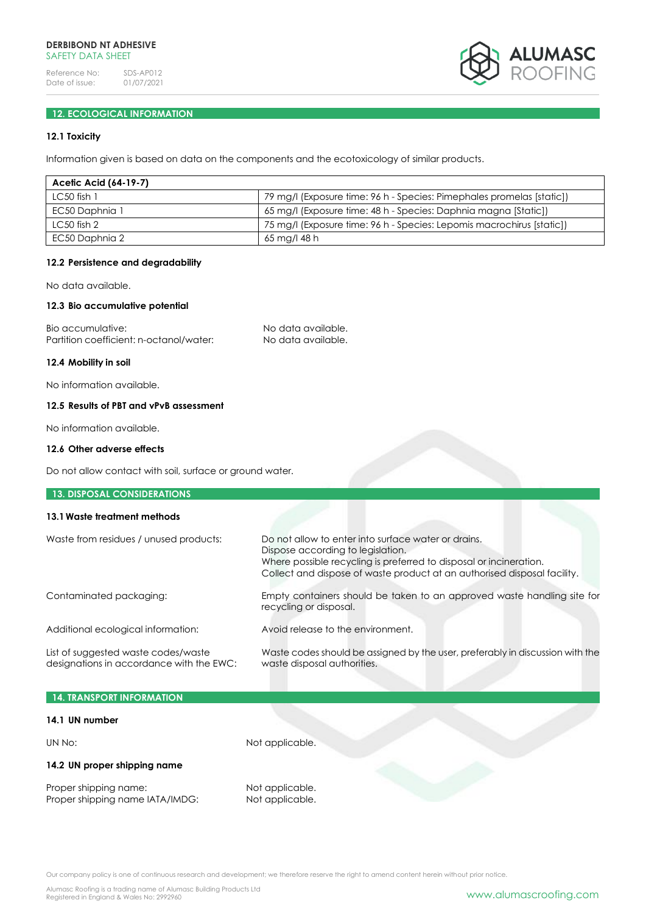## 12. ECOLOGICAL INFORMATION

### 12.1 Toxicity

Information given is based on data on the components and the ecotoxicology of similar products.

| Acetic Acid (64-19-7) | |
|---|---|
| LC50 fish 1 | 79 mg/l (Exposure time: 96 h - Species: Pimephales promelas [static]) |
| EC50 Daphnia 1 | 65 mg/l (Exposure time: 48 h - Species: Daphnia magna [Static]) |
| LC50 fish 2 | 75 mg/l (Exposure time: 96 h - Species: Lepomis macrochirus [static]) |
| EC50 Daphnia 2 | 65 mg/l 48 h |

### 12.2 Persistence and degradability

No data available.

### 12.3 Bio accumulative potential

Bio accumulative: No data available.
Partition coefficient: n-octanol/water: No data available.

### 12.4 Mobility in soil

No information available.

### 12.5 Results of PBT and vPvB assessment

No information available.

### 12.6 Other adverse effects

Do not allow contact with soil, surface or ground water.

## 13. DISPOSAL CONSIDERATIONS

### 13.1 Waste treatment methods

Waste from residues / unused products: Do not allow to enter into surface water or drains.
Dispose according to legislation.
Where possible recycling is preferred to disposal or incineration.
Collect and dispose of waste product at an authorised disposal facility.

Contaminated packaging: Empty containers should be taken to an approved waste handling site for recycling or disposal.

Additional ecological information: Avoid release to the environment.

List of suggested waste codes/waste designations in accordance with the EWC: Waste codes should be assigned by the user, preferably in discussion with the waste disposal authorities.

## 14. TRANSPORT INFORMATION

### 14.1 UN number

UN No: Not applicable.

### 14.2 UN proper shipping name

Proper shipping name: Not applicable.
Proper shipping name IATA/IMDG: Not applicable.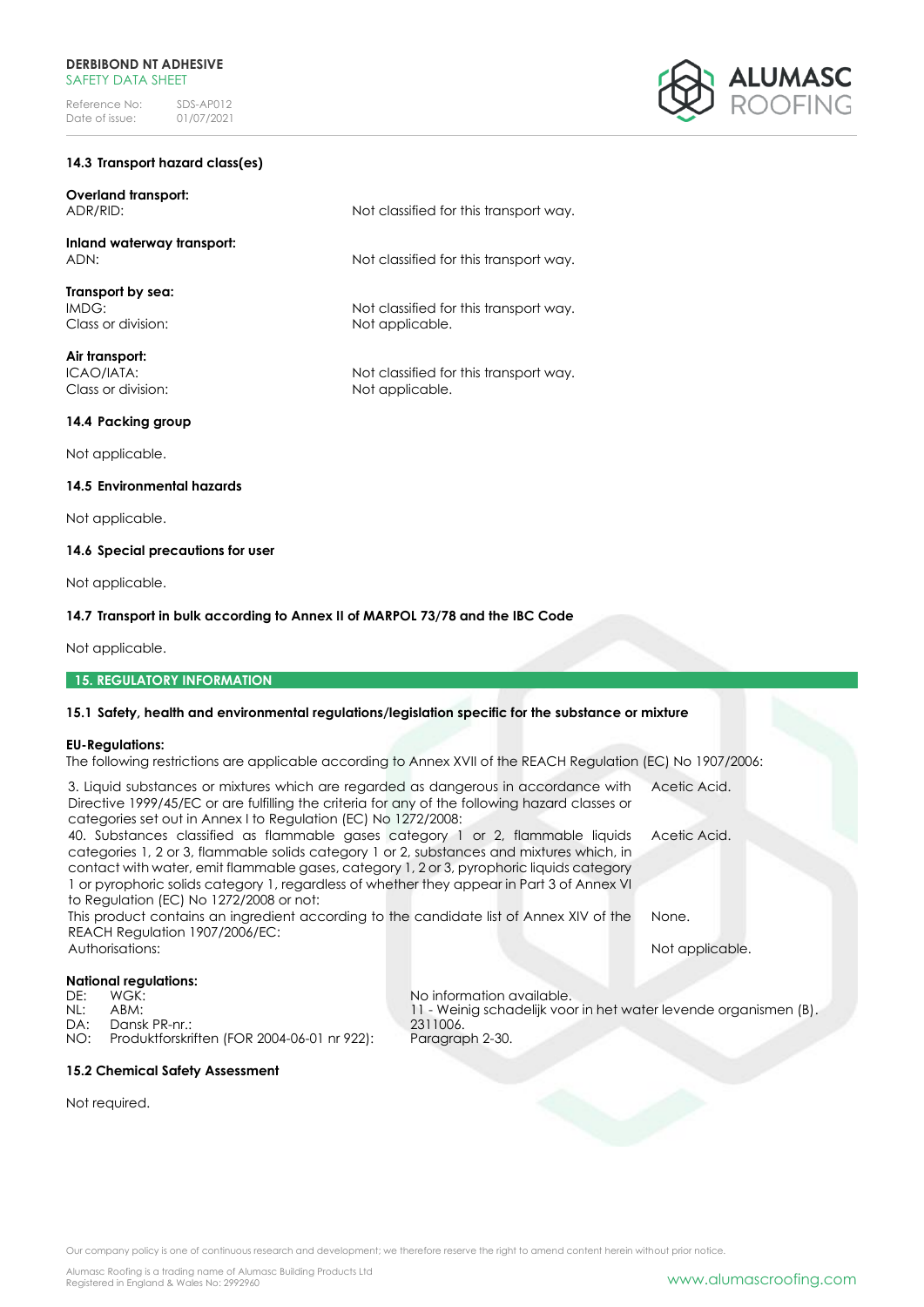### 14.3 Transport hazard class(es)

**Overland transport:**
ADR/RID: Not classified for this transport way.

**Inland waterway transport:**
ADN: Not classified for this transport way.

**Transport by sea:**
IMDG: Not classified for this transport way.
Class or division: Not applicable.

**Air transport:**
ICAO/IATA: Not classified for this transport way.
Class or division: Not applicable.

### 14.4 Packing group

Not applicable.

### 14.5 Environmental hazards

Not applicable.

### 14.6 Special precautions for user

Not applicable.

### 14.7 Transport in bulk according to Annex II of MARPOL 73/78 and the IBC Code

Not applicable.

## 15. REGULATORY INFORMATION

### 15.1 Safety, health and environmental regulations/legislation specific for the substance or mixture

**EU-Regulations:**
The following restrictions are applicable according to Annex XVII of the REACH Regulation (EC) No 1907/2006:

| | |
|---|---|
| 3. Liquid substances or mixtures which are regarded as dangerous in accordance with Directive 1999/45/EC or are fulfilling the criteria for any of the following hazard classes or categories set out in Annex I to Regulation (EC) No 1272/2008: | Acetic Acid. |
| 40. Substances classified as flammable gases category 1 or 2, flammable liquids categories 1, 2 or 3, flammable solids category 1 or 2, substances and mixtures which, in contact with water, emit flammable gases, category 1, 2 or 3, pyrophoric liquids category 1 or pyrophoric solids category 1, regardless of whether they appear in Part 3 of Annex VI to Regulation (EC) No 1272/2008 or not: | Acetic Acid. |
| This product contains an ingredient according to the candidate list of Annex XIV of the REACH Regulation 1907/2006/EC: | None. |
| Authorisations: | Not applicable. |

**National regulations:**

| | | |
|---|---|---|
| DE: | WGK: | No information available. |
| NL: | ABM: | 11 - Weinig schadelijk voor in het water levende organismen (B). |
| DA: | Dansk PR-nr.: | 2311006. |
| NO: | Produktforskriften (FOR 2004-06-01 nr 922): | Paragraph 2-30. |

### 15.2 Chemical Safety Assessment

Not required.

Our company policy is one of continuous research and development; we therefore reserve the right to amend content herein without prior notice.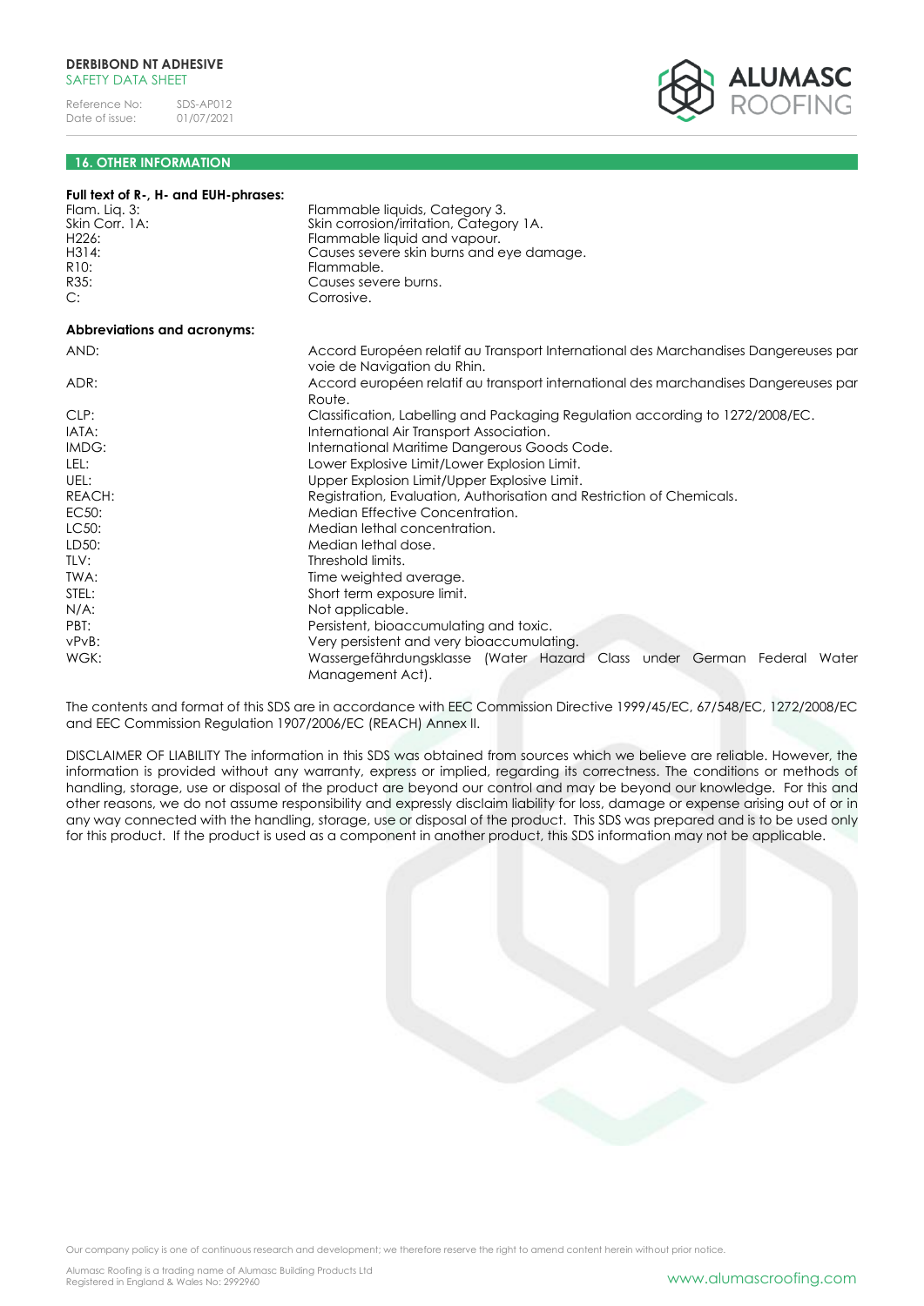## 16. OTHER INFORMATION

**Full text of R-, H- and EUH-phrases:**

| | |
|---|---|
| Flam. Liq. 3: | Flammable liquids, Category 3. |
| Skin Corr. 1A: | Skin corrosion/irritation, Category 1A. |
| H226: | Flammable liquid and vapour. |
| H314: | Causes severe skin burns and eye damage. |
| R10: | Flammable. |
| R35: | Causes severe burns. |
| C: | Corrosive. |

**Abbreviations and acronyms:**

| | |
|---|---|
| AND: | Accord Européen relatif au Transport International des Marchandises Dangereuses par voie de Navigation du Rhin. |
| ADR: | Accord européen relatif au transport international des marchandises Dangereuses par Route. |
| CLP: | Classification, Labelling and Packaging Regulation according to 1272/2008/EC. |
| IATA: | International Air Transport Association. |
| IMDG: | International Maritime Dangerous Goods Code. |
| LEL: | Lower Explosive Limit/Lower Explosion Limit. |
| UEL: | Upper Explosion Limit/Upper Explosive Limit. |
| REACH: | Registration, Evaluation, Authorisation and Restriction of Chemicals. |
| EC50: | Median Effective Concentration. |
| LC50: | Median lethal concentration. |
| LD50: | Median lethal dose. |
| TLV: | Threshold limits. |
| TWA: | Time weighted average. |
| STEL: | Short term exposure limit. |
| N/A: | Not applicable. |
| PBT: | Persistent, bioaccumulating and toxic. |
| vPvB: | Very persistent and very bioaccumulating. |
| WGK: | Wassergefährdungsklasse (Water Hazard Class under German Federal Water Management Act). |

The contents and format of this SDS are in accordance with EEC Commission Directive 1999/45/EC, 67/548/EC, 1272/2008/EC and EEC Commission Regulation 1907/2006/EC (REACH) Annex II.

DISCLAIMER OF LIABILITY The information in this SDS was obtained from sources which we believe are reliable. However, the information is provided without any warranty, express or implied, regarding its correctness. The conditions or methods of handling, storage, use or disposal of the product are beyond our control and may be beyond our knowledge. For this and other reasons, we do not assume responsibility and expressly disclaim liability for loss, damage or expense arising out of or in any way connected with the handling, storage, use or disposal of the product. This SDS was prepared and is to be used only for this product. If the product is used as a component in another product, this SDS information may not be applicable.